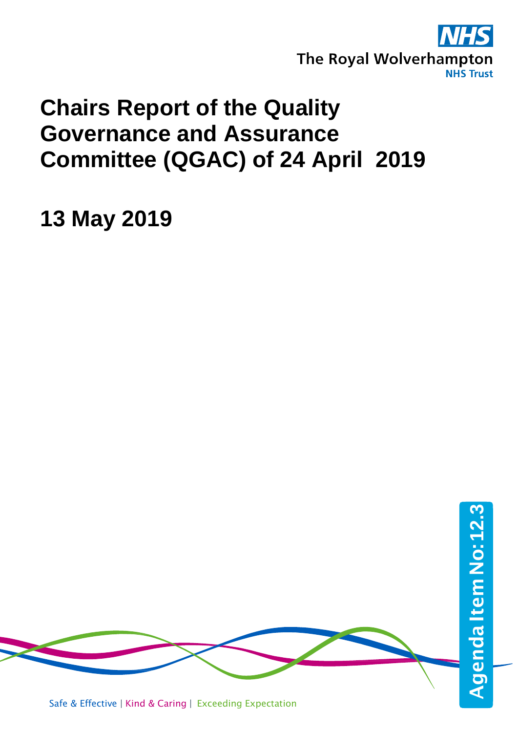The Royal Wolverhampton NHS Trust

# Chairs Report of the Quality Governance and Assurance Committee (QGAC) of 24 April 2019

## 13 May 2019

Agenda Item No: 12.3

Safe & Effective | Kind & Caring | Exceeding Expectation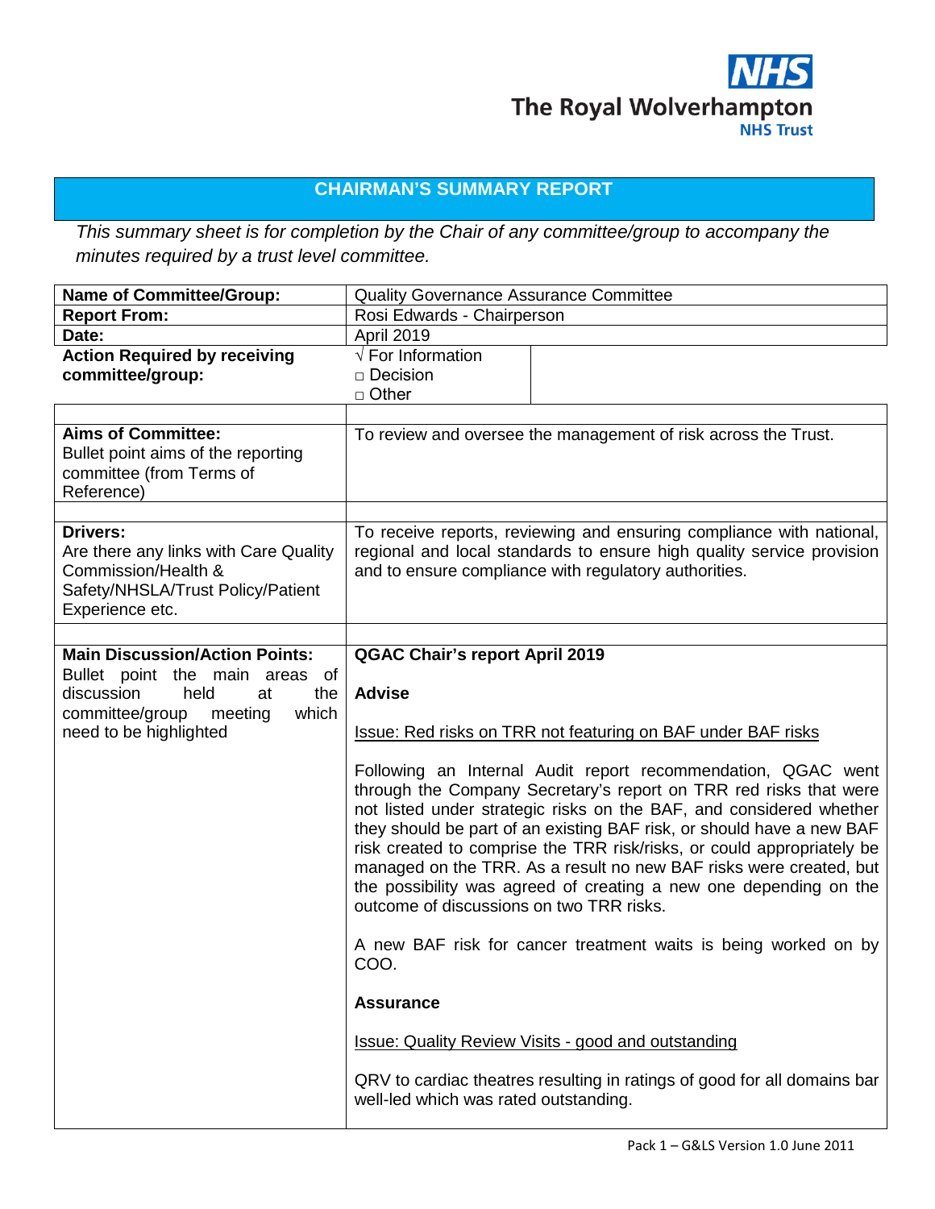The Royal Wolverhampton NHS Trust

## CHAIRMAN'S SUMMARY REPORT

*This summary sheet is for completion by the Chair of any committee/group to accompany the minutes required by a trust level committee.*

| | |
|---|---|
| **Name of Committee/Group:** | Quality Governance Assurance Committee |
| **Report From:** | Rosi Edwards - Chairperson |
| **Date:** | April 2019 |
| **Action Required by receiving committee/group:** | √ For Information<br>□ Decision<br>□ Other |
| | |
| **Aims of Committee:**<br>Bullet point aims of the reporting committee (from Terms of Reference) | To review and oversee the management of risk across the Trust. |
| | |
| **Drivers:**<br>Are there any links with Care Quality Commission/Health & Safety/NHSLA/Trust Policy/Patient Experience etc. | To receive reports, reviewing and ensuring compliance with national, regional and local standards to ensure high quality service provision and to ensure compliance with regulatory authorities. |
| | |
| **Main Discussion/Action Points:**<br>Bullet point the main areas of discussion held at the committee/group meeting which need to be highlighted | **QGAC Chair's report April 2019**<br><br>**Advise**<br><br>Issue: Red risks on TRR not featuring on BAF under BAF risks<br><br>Following an Internal Audit report recommendation, QGAC went through the Company Secretary's report on TRR red risks that were not listed under strategic risks on the BAF, and considered whether they should be part of an existing BAF risk, or should have a new BAF risk created to comprise the TRR risk/risks, or could appropriately be managed on the TRR. As a result no new BAF risks were created, but the possibility was agreed of creating a new one depending on the outcome of discussions on two TRR risks.<br><br>A new BAF risk for cancer treatment waits is being worked on by COO.<br><br>**Assurance**<br><br>Issue: Quality Review Visits - good and outstanding<br><br>QRV to cardiac theatres resulting in ratings of good for all domains bar well-led which was rated outstanding. |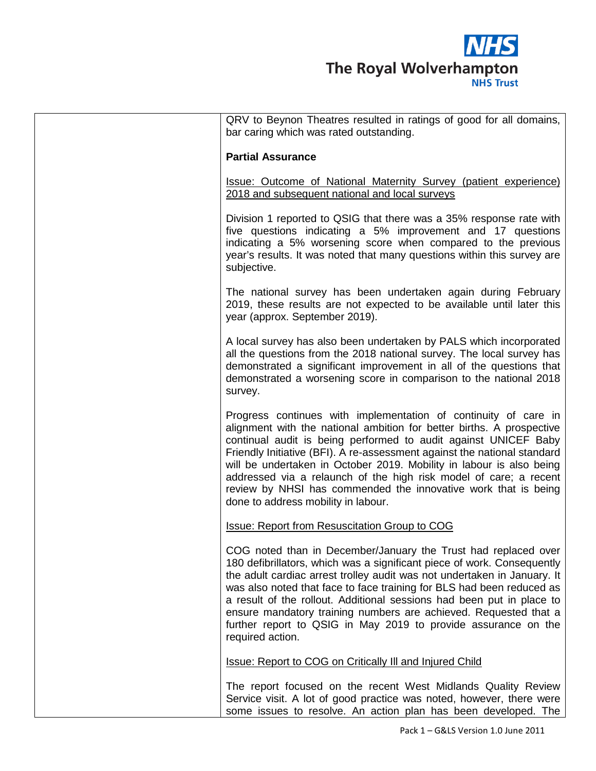| | |
|---|---|
| | QRV to Beynon Theatres resulted in ratings of good for all domains, bar caring which was rated outstanding.<br><br>**Partial Assurance**<br><br><u>Issue: Outcome of National Maternity Survey (patient experience) 2018 and subsequent national and local surveys</u><br><br>Division 1 reported to QSIG that there was a 35% response rate with five questions indicating a 5% improvement and 17 questions indicating a 5% worsening score when compared to the previous year's results. It was noted that many questions within this survey are subjective.<br><br>The national survey has been undertaken again during February 2019, these results are not expected to be available until later this year (approx. September 2019).<br><br>A local survey has also been undertaken by PALS which incorporated all the questions from the 2018 national survey. The local survey has demonstrated a significant improvement in all of the questions that demonstrated a worsening score in comparison to the national 2018 survey.<br><br>Progress continues with implementation of continuity of care in alignment with the national ambition for better births. A prospective continual audit is being performed to audit against UNICEF Baby Friendly Initiative (BFI). A re-assessment against the national standard will be undertaken in October 2019. Mobility in labour is also being addressed via a relaunch of the high risk model of care; a recent review by NHSI has commended the innovative work that is being done to address mobility in labour.<br><br><u>Issue: Report from Resuscitation Group to COG</u><br><br>COG noted than in December/January the Trust had replaced over 180 defibrillators, which was a significant piece of work. Consequently the adult cardiac arrest trolley audit was not undertaken in January. It was also noted that face to face training for BLS had been reduced as a result of the rollout. Additional sessions had been put in place to ensure mandatory training numbers are achieved. Requested that a further report to QSIG in May 2019 to provide assurance on the required action.<br><br><u>Issue: Report to COG on Critically Ill and Injured Child</u><br><br>The report focused on the recent West Midlands Quality Review Service visit. A lot of good practice was noted, however, there were some issues to resolve. An action plan has been developed. The |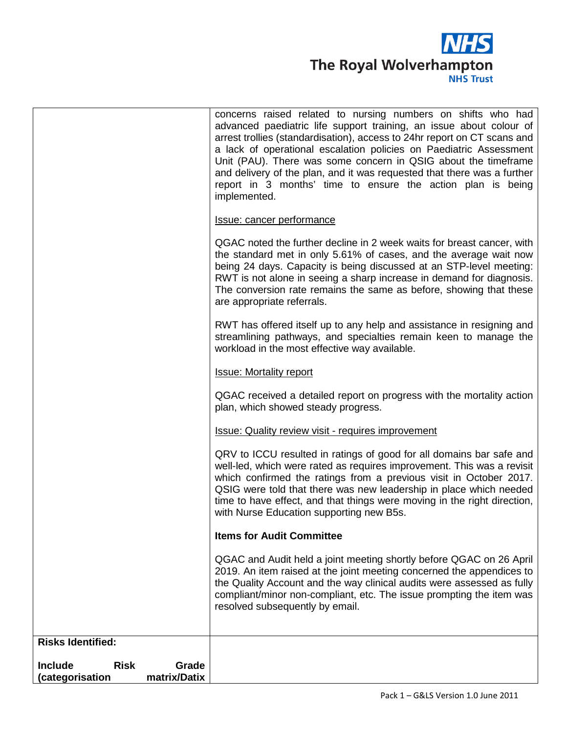| | |
|---|---|
| | concerns raised related to nursing numbers on shifts who had advanced paediatric life support training, an issue about colour of arrest trollies (standardisation), access to 24hr report on CT scans and a lack of operational escalation policies on Paediatric Assessment Unit (PAU). There was some concern in QSIG about the timeframe and delivery of the plan, and it was requested that there was a further report in 3 months' time to ensure the action plan is being implemented.<br><br><u>Issue: cancer performance</u><br><br>QGAC noted the further decline in 2 week waits for breast cancer, with the standard met in only 5.61% of cases, and the average wait now being 24 days. Capacity is being discussed at an STP-level meeting: RWT is not alone in seeing a sharp increase in demand for diagnosis. The conversion rate remains the same as before, showing that these are appropriate referrals.<br><br>RWT has offered itself up to any help and assistance in resigning and streamlining pathways, and specialties remain keen to manage the workload in the most effective way available.<br><br><u>Issue: Mortality report</u><br><br>QGAC received a detailed report on progress with the mortality action plan, which showed steady progress.<br><br><u>Issue: Quality review visit - requires improvement</u><br><br>QRV to ICCU resulted in ratings of good for all domains bar safe and well-led, which were rated as requires improvement. This was a revisit which confirmed the ratings from a previous visit in October 2017. QSIG were told that there was new leadership in place which needed time to have effect, and that things were moving in the right direction, with Nurse Education supporting new B5s.<br><br>**Items for Audit Committee**<br><br>QGAC and Audit held a joint meeting shortly before QGAC on 26 April 2019. An item raised at the joint meeting concerned the appendices to the Quality Account and the way clinical audits were assessed as fully compliant/minor non-compliant, etc. The issue prompting the item was resolved subsequently by email. |
| **Risks Identified:**<br><br>**Include Risk Grade (categorisation matrix/Datix** | |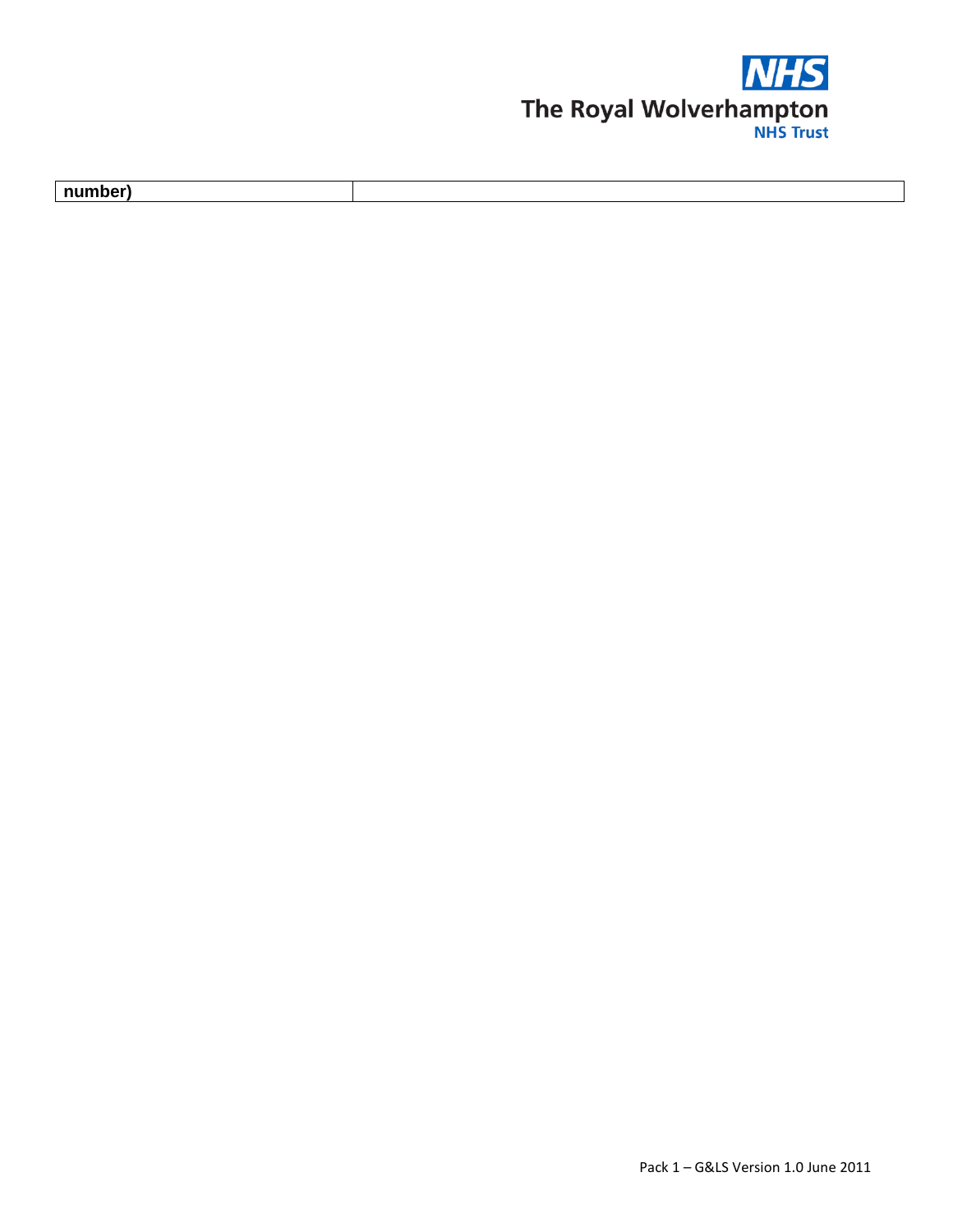| | |
|---|---|
| **number)** | |